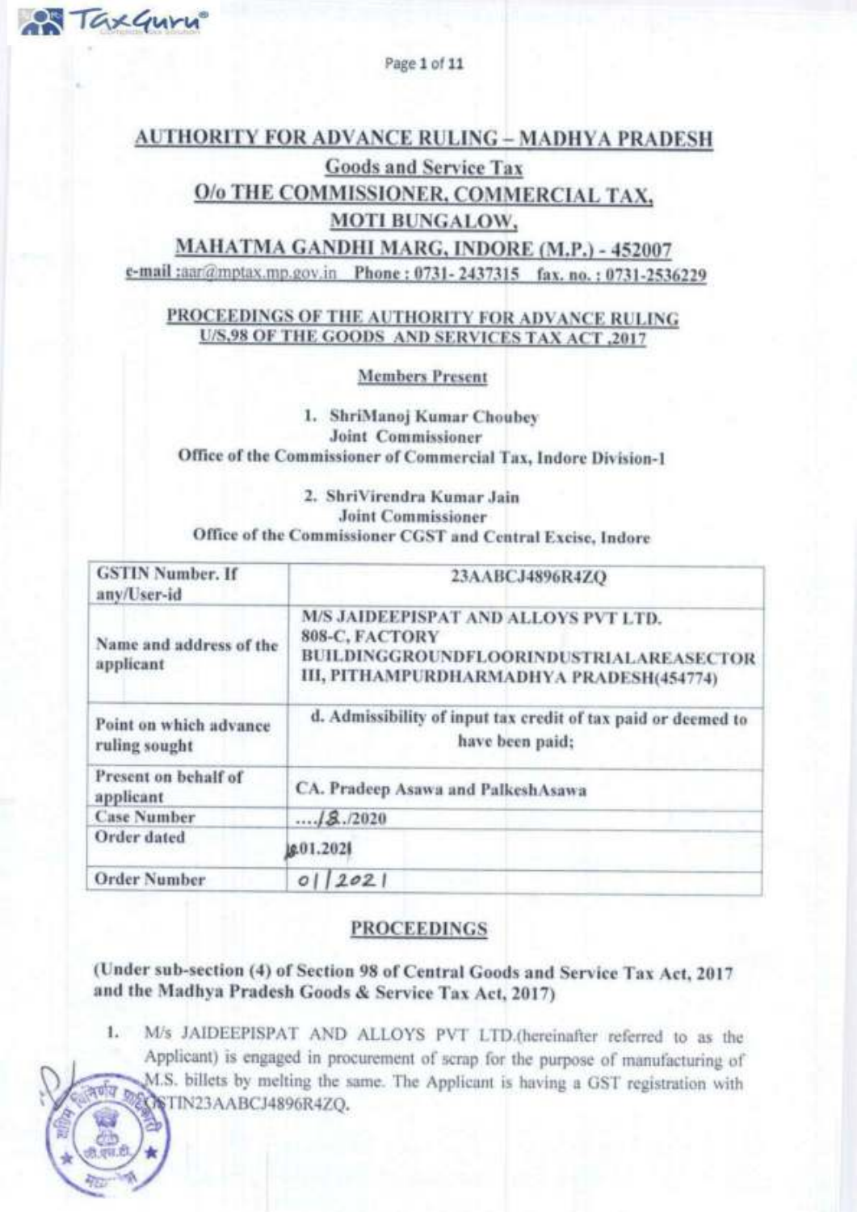# AUTHORITY FOR ADVANCE RULING – MADHYA PRADESH

## Goods and Service Tax

## O/o THE COMMISSIONER, COMMERCIAL TAX, MOTI BUNGALOW, MAHATMA GANDHI MARG, INDORE (M.P.) - 452007

e-mail :aar@mptax.mp.gov.in Phone : 0731- 2437315 fax. no. : 0731-2536229

### PROCEEDINGS OF THE AUTHORITY FOR ADVANCE RULING U/S.98 OF THE GOODS AND SERVICES TAX ACT ,2017

**Members Present**

1. **ShriManoj Kumar Choubey**
   **Joint Commissioner**
   **Office of the Commissioner of Commercial Tax, Indore Division-1**

2. **ShriVirendra Kumar Jain**
   **Joint Commissioner**
   **Office of the Commissioner CGST and Central Excise, Indore**

| | |
|---|---|
| GSTIN Number. If any/User-id | 23AABCJ4896R4ZQ |
| Name and address of the applicant | M/S JAIDEEPISPAT AND ALLOYS PVT LTD. 808-C, FACTORY BUILDINGGROUNDFLOORINDUSTRIALAREASECTOR III, PITHAMPURDHARMADHYA PRADESH(454774) |
| Point on which advance ruling sought | d. Admissibility of input tax credit of tax paid or deemed to have been paid; |
| Present on behalf of applicant | CA. Pradeep Asawa and PalkeshAsawa |
| Case Number | ..../18./2020 |
| Order dated | 18.01.2021 |
| Order Number | 01/2021 |

## PROCEEDINGS

**(Under sub-section (4) of Section 98 of Central Goods and Service Tax Act, 2017 and the Madhya Pradesh Goods & Service Tax Act, 2017)**

1. M/s JAIDEEPISPAT AND ALLOYS PVT LTD.(hereinafter referred to as the Applicant) is engaged in procurement of scrap for the purpose of manufacturing of M.S. billets by melting the same. The Applicant is having a GST registration with GSTIN23AABCJ4896R4ZQ.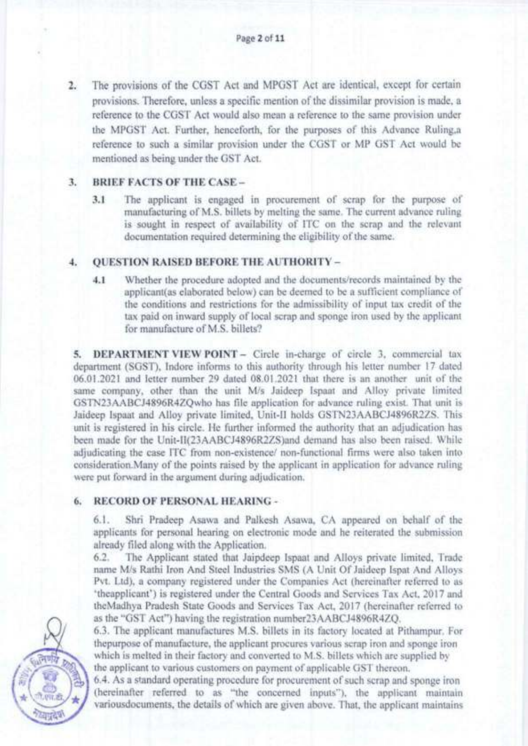2. The provisions of the CGST Act and MPGST Act are identical, except for certain provisions. Therefore, unless a specific mention of the dissimilar provision is made, a reference to the CGST Act would also mean a reference to the same provision under the MPGST Act. Further, henceforth, for the purposes of this Advance Ruling,a reference to such a similar provision under the CGST or MP GST Act would be mentioned as being under the GST Act.

## 3. BRIEF FACTS OF THE CASE –

3.1 The applicant is engaged in procurement of scrap for the purpose of manufacturing of M.S. billets by melting the same. The current advance ruling is sought in respect of availability of ITC on the scrap and the relevant documentation required determining the eligibility of the same.

## 4. QUESTION RAISED BEFORE THE AUTHORITY –

4.1 Whether the procedure adopted and the documents/records maintained by the applicant(as elaborated below) can be deemed to be a sufficient compliance of the conditions and restrictions for the admissibility of input tax credit of the tax paid on inward supply of local scrap and sponge iron used by the applicant for manufacture of M.S. billets?

**5. DEPARTMENT VIEW POINT –** Circle in-charge of circle 3, commercial tax department (SGST), Indore informs to this authority through his letter number 17 dated 06.01.2021 and letter number 29 dated 08.01.2021 that there is an another unit of the same company, other than the unit M/s Jaideep Ispaat and Alloy private limited GSTN23AABCJ4896R4ZQwho has file application for advance ruling exist. That unit is Jaideep Ispaat and Alloy private limited, Unit-II holds GSTN23AABCJ4896R2ZS. This unit is registered in his circle. He further informed the authority that an adjudication has been made for the Unit-II(23AABCJ4896R2ZS)and demand has also been raised. While adjudicating the case ITC from non-existence/ non-functional firms were also taken into consideration.Many of the points raised by the applicant in application for advance ruling were put forward in the argument during adjudication.

## 6. RECORD OF PERSONAL HEARING -

6.1. Shri Pradeep Asawa and Palkesh Asawa, CA appeared on behalf of the applicants for personal hearing on electronic mode and he reiterated the submission already filed along with the Application.

6.2. The Applicant stated that Jaipdeep Ispaat and Alloys private limited, Trade name M/s Rathi Iron And Steel Industries SMS (A Unit Of Jaideep Ispat And Alloys Pvt. Ltd), a company registered under the Companies Act (hereinafter referred to as 'theapplicant') is registered under the Central Goods and Services Tax Act, 2017 and theMadhya Pradesh State Goods and Services Tax Act, 2017 (hereinafter referred to as the "GST Act") having the registration number23AABCJ4896R4ZQ.

6.3. The applicant manufactures M.S. billets in its factory located at Pithampur. For thepurpose of manufacture, the applicant procures various scrap iron and sponge iron which is melted in their factory and converted to M.S. billets which are supplied by the applicant to various customers on payment of applicable GST thereon.

6.4. As a standard operating procedure for procurement of such scrap and sponge iron (hereinafter referred to as "the concerned inputs"), the applicant maintain variousdocuments, the details of which are given above. That, the applicant maintains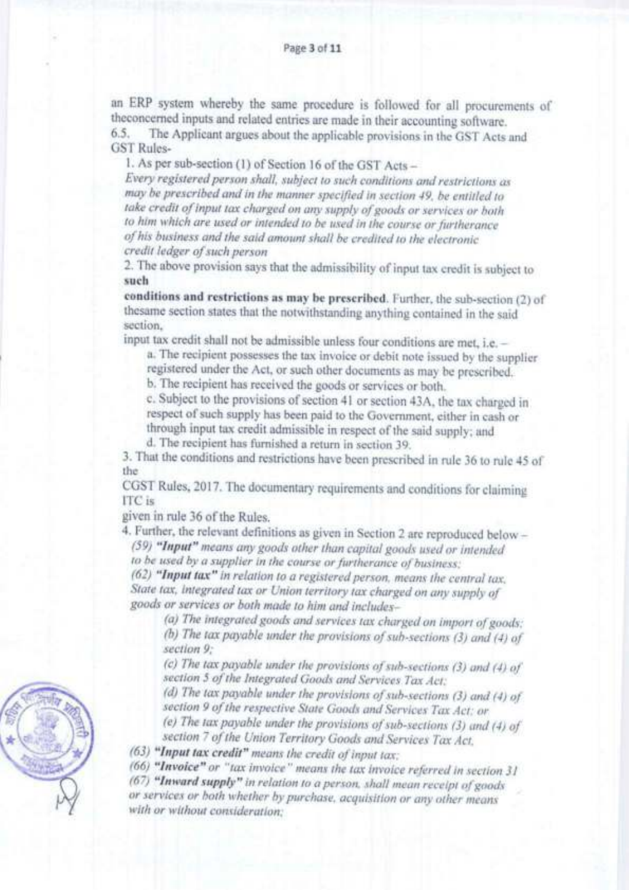an ERP system whereby the same procedure is followed for all procurements of theconcerned inputs and related entries are made in their accounting software.

6.5. The Applicant argues about the applicable provisions in the GST Acts and GST Rules-

1. As per sub-section (1) of Section 16 of the GST Acts –

*Every registered person shall, subject to such conditions and restrictions as may be prescribed and in the manner specified in section 49, be entitled to take credit of input tax charged on any supply of goods or services or both to him which are used or intended to be used in the course or furtherance of his business and the said amount shall be credited to the electronic credit ledger of such person*

2. The above provision says that the admissibility of input tax credit is subject to **such conditions and restrictions as may be prescribed**. Further, the sub-section (2) of thesame section states that the notwithstanding anything contained in the said section, input tax credit shall not be admissible unless four conditions are met, i.e. –

   a. The recipient possesses the tax invoice or debit note issued by the supplier registered under the Act, or such other documents as may be prescribed.

   b. The recipient has received the goods or services or both.

   c. Subject to the provisions of section 41 or section 43A, the tax charged in respect of such supply has been paid to the Government, either in cash or through input tax credit admissible in respect of the said supply; and

   d. The recipient has furnished a return in section 39.

3. That the conditions and restrictions have been prescribed in rule 36 to rule 45 of the CGST Rules, 2017. The documentary requirements and conditions for claiming ITC is given in rule 36 of the Rules.

4. Further, the relevant definitions as given in Section 2 are reproduced below –

*(59) **"Input"** means any goods other than capital goods used or intended to be used by a supplier in the course or furtherance of business;*

*(62) **"Input tax"** in relation to a registered person, means the central tax, State tax, integrated tax or Union territory tax charged on any supply of goods or services or both made to him and includes–*

*(a) The integrated goods and services tax charged on import of goods;*

*(b) The tax payable under the provisions of sub-sections (3) and (4) of section 9;*

*(c) The tax payable under the provisions of sub-sections (3) and (4) of section 5 of the Integrated Goods and Services Tax Act;*

*(d) The tax payable under the provisions of sub-sections (3) and (4) of section 9 of the respective State Goods and Services Tax Act; or*

*(e) The tax payable under the provisions of sub-sections (3) and (4) of section 7 of the Union Territory Goods and Services Tax Act,*

*(63) **"Input tax credit"** means the credit of input tax;*

*(66) **"Invoice"** or "tax invoice" means the tax invoice referred in section 31*

*(67) **"Inward supply"** in relation to a person, shall mean receipt of goods or services or both whether by purchase, acquisition or any other means with or without consideration;*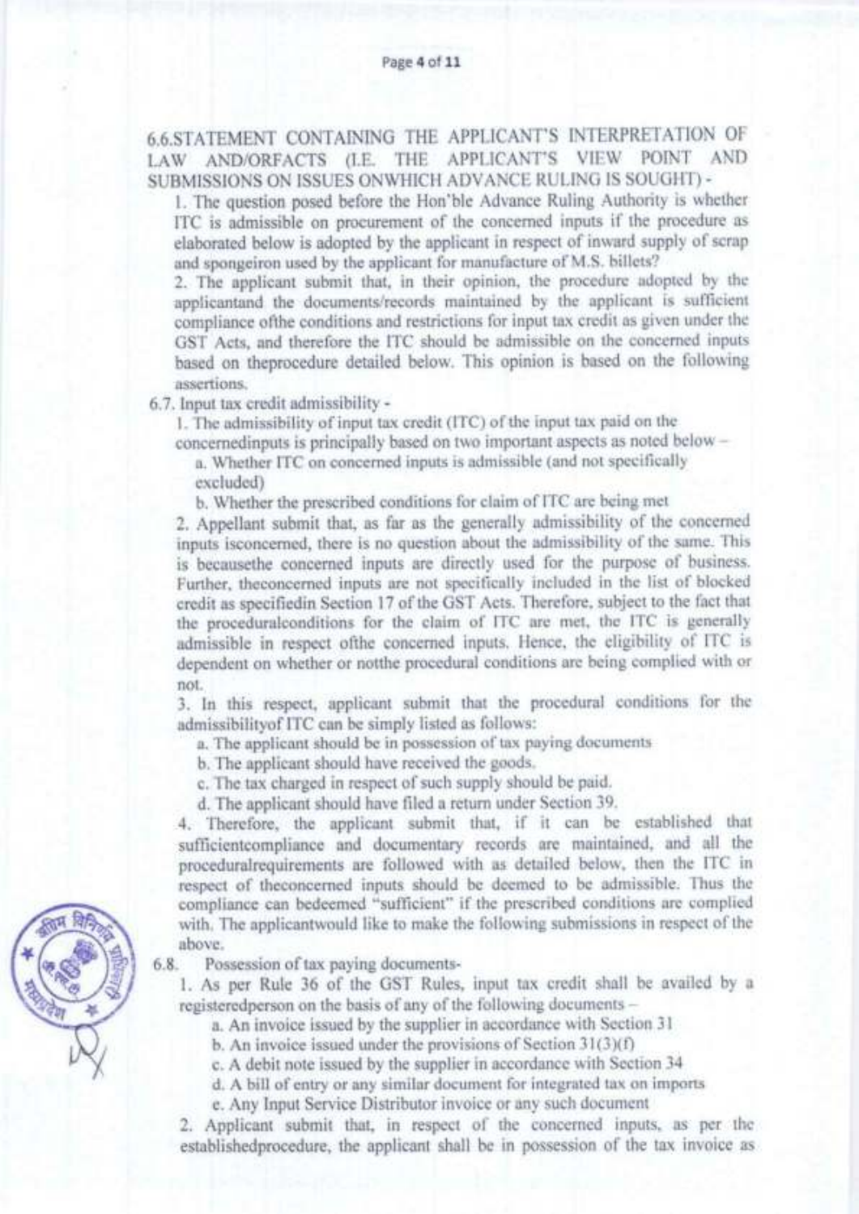6.6.STATEMENT CONTAINING THE APPLICANT'S INTERPRETATION OF LAW AND/ORFACTS (I.E. THE APPLICANT'S VIEW POINT AND SUBMISSIONS ON ISSUES ONWHICH ADVANCE RULING IS SOUGHT) -

1. The question posed before the Hon'ble Advance Ruling Authority is whether ITC is admissible on procurement of the concerned inputs if the procedure as elaborated below is adopted by the applicant in respect of inward supply of scrap and spongeiron used by the applicant for manufacture of M.S. billets?

2. The applicant submit that, in their opinion, the procedure adopted by the applicantand the documents/records maintained by the applicant is sufficient compliance ofthe conditions and restrictions for input tax credit as given under the GST Acts, and therefore the ITC should be admissible on the concerned inputs based on theprocedure detailed below. This opinion is based on the following assertions.

6.7. Input tax credit admissibility -

1. The admissibility of input tax credit (ITC) of the input tax paid on the concernedinputs is principally based on two important aspects as noted below –
   a. Whether ITC on concerned inputs is admissible (and not specifically excluded)
   b. Whether the prescribed conditions for claim of ITC are being met

2. Appellant submit that, as far as the generally admissibility of the concerned inputs isconcerned, there is no question about the admissibility of the same. This is becausethe concerned inputs are directly used for the purpose of business. Further, theconcerned inputs are not specifically included in the list of blocked credit as specifiedin Section 17 of the GST Acts. Therefore, subject to the fact that the proceduralconditions for the claim of ITC are met, the ITC is generally admissible in respect ofthe concerned inputs. Hence, the eligibility of ITC is dependent on whether or notthe procedural conditions are being complied with or not.

3. In this respect, applicant submit that the procedural conditions for the admissibilityof ITC can be simply listed as follows:
   a. The applicant should be in possession of tax paying documents
   b. The applicant should have received the goods.
   c. The tax charged in respect of such supply should be paid.
   d. The applicant should have filed a return under Section 39.

4. Therefore, the applicant submit that, if it can be established that sufficientcompliance and documentary records are maintained, and all the proceduralrequirements are followed with as detailed below, then the ITC in respect of theconcerned inputs should be deemed to be admissible. Thus the compliance can bedeemed "sufficient" if the prescribed conditions are complied with. The applicantwould like to make the following submissions in respect of the above.

6.8. Possession of tax paying documents-

1. As per Rule 36 of the GST Rules, input tax credit shall be availed by a registeredperson on the basis of any of the following documents –
   a. An invoice issued by the supplier in accordance with Section 31
   b. An invoice issued under the provisions of Section 31(3)(f)
   c. A debit note issued by the supplier in accordance with Section 34
   d. A bill of entry or any similar document for integrated tax on imports
   e. Any Input Service Distributor invoice or any such document

2. Applicant submit that, in respect of the concerned inputs, as per the establishedprocedure, the applicant shall be in possession of the tax invoice as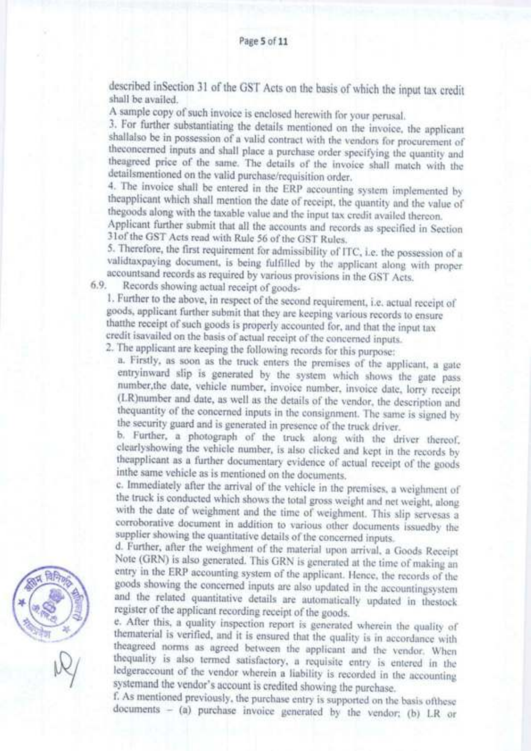described inSection 31 of the GST Acts on the basis of which the input tax credit shall be availed.

A sample copy of such invoice is enclosed herewith for your perusal.

3. For further substantiating the details mentioned on the invoice, the applicant shallalso be in possession of a valid contract with the vendors for procurement of theconcerned inputs and shall place a purchase order specifying the quantity and theagreed price of the same. The details of the invoice shall match with the detailsmentioned on the valid purchase/requisition order.

4. The invoice shall be entered in the ERP accounting system implemented by theapplicant which shall mention the date of receipt, the quantity and the value of thegoods along with the taxable value and the input tax credit availed thereon.

Applicant further submit that all the accounts and records as specified in Section 31of the GST Acts read with Rule 56 of the GST Rules.

5. Therefore, the first requirement for admissibility of ITC, i.e. the possession of a validtaxpaying document, is being fulfilled by the applicant along with proper accountsand records as required by various provisions in the GST Acts.

6.9. Records showing actual receipt of goods-

1. Further to the above, in respect of the second requirement, i.e. actual receipt of goods, applicant further submit that they are keeping various records to ensure thatthe receipt of such goods is properly accounted for, and that the input tax credit isavailed on the basis of actual receipt of the concerned inputs.

2. The applicant are keeping the following records for this purpose:

a. Firstly, as soon as the truck enters the premises of the applicant, a gate entryinward slip is generated by the system which shows the gate pass number,the date, vehicle number, invoice number, invoice date, lorry receipt (LR)number and date, as well as the details of the vendor, the description and thequantity of the concerned inputs in the consignment. The same is signed by the security guard and is generated in presence of the truck driver.

b. Further, a photograph of the truck along with the driver thereof, clearlyshowing the vehicle number, is also clicked and kept in the records by theapplicant as a further documentary evidence of actual receipt of the goods inthe same vehicle as is mentioned on the documents.

c. Immediately after the arrival of the vehicle in the premises, a weighment of the truck is conducted which shows the total gross weight and net weight, along with the date of weighment and the time of weighment. This slip servesas a corroborative document in addition to various other documents issuedby the supplier showing the quantitative details of the concerned inputs.

d. Further, after the weighment of the material upon arrival, a Goods Receipt Note (GRN) is also generated. This GRN is generated at the time of making an entry in the ERP accounting system of the applicant. Hence, the records of the goods showing the concerned inputs are also updated in the accountingsystem and the related quantitative details are automatically updated in thestock register of the applicant recording receipt of the goods.

e. After this, a quality inspection report is generated wherein the quality of thematerial is verified, and it is ensured that the quality is in accordance with theagreed norms as agreed between the applicant and the vendor. When thequality is also termed satisfactory, a requisite entry is entered in the ledgeraccount of the vendor wherein a liability is recorded in the accounting systemand the vendor's account is credited showing the purchase.

f. As mentioned previously, the purchase entry is supported on the basis ofthese documents – (a) purchase invoice generated by the vendor; (b) LR or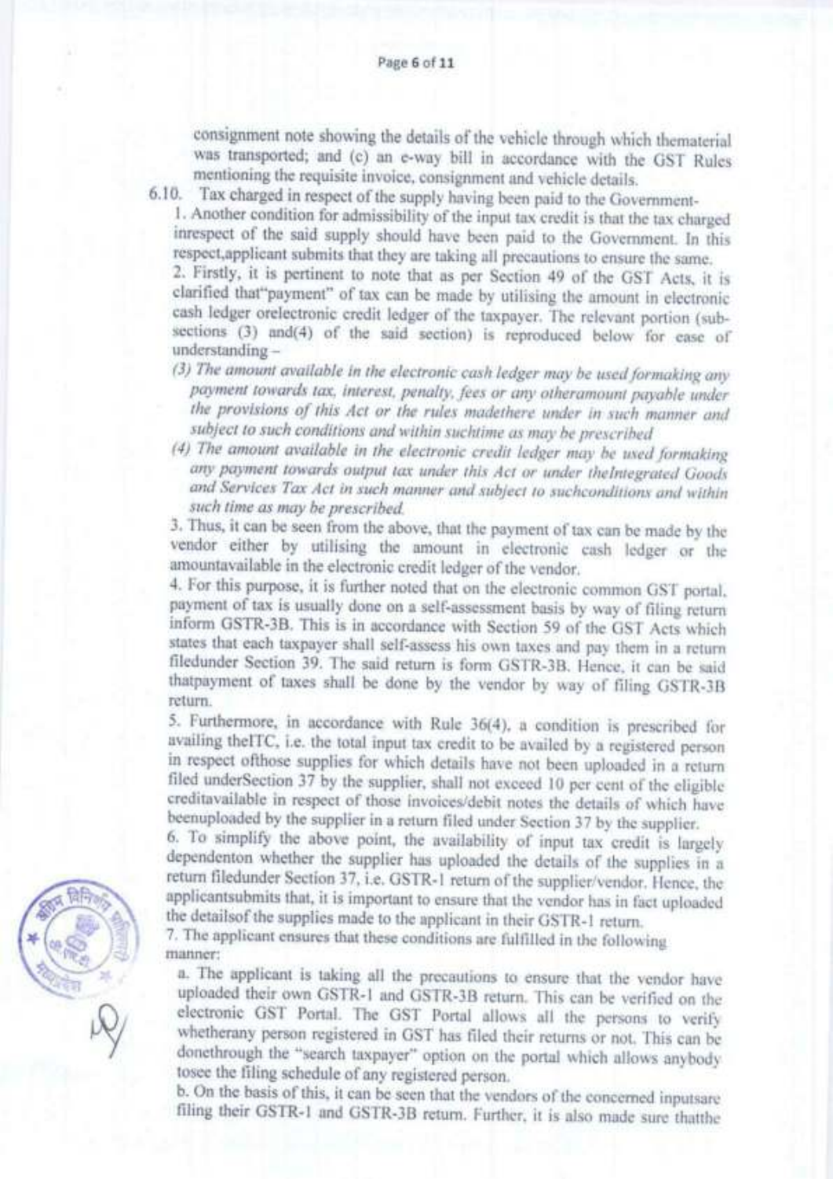consignment note showing the details of the vehicle through which thematerial was transported; and (c) an e-way bill in accordance with the GST Rules mentioning the requisite invoice, consignment and vehicle details.

6.10. Tax charged in respect of the supply having been paid to the Government-

1. Another condition for admissibility of the input tax credit is that the tax charged inrespect of the said supply should have been paid to the Government. In this respect,applicant submits that they are taking all precautions to ensure the same.

2. Firstly, it is pertinent to note that as per Section 49 of the GST Acts, it is clarified that"payment" of tax can be made by utilising the amount in electronic cash ledger orelectronic credit ledger of the taxpayer. The relevant portion (sub-sections (3) and(4) of the said section) is reproduced below for ease of understanding –

*(3) The amount available in the electronic cash ledger may be used formaking any payment towards tax, interest, penalty, fees or any otheramount payable under the provisions of this Act or the rules madethere under in such manner and subject to such conditions and within suchtime as may be prescribed*

*(4) The amount available in the electronic credit ledger may be used formaking any payment towards output tax under this Act or under theIntegrated Goods and Services Tax Act in such manner and subject to suchconditions and within such time as may be prescribed.*

3. Thus, it can be seen from the above, that the payment of tax can be made by the vendor either by utilising the amount in electronic cash ledger or the amountavailable in the electronic credit ledger of the vendor.

4. For this purpose, it is further noted that on the electronic common GST portal, payment of tax is usually done on a self-assessment basis by way of filing return inform GSTR-3B. This is in accordance with Section 59 of the GST Acts which states that each taxpayer shall self-assess his own taxes and pay them in a return filedunder Section 39. The said return is form GSTR-3B. Hence, it can be said thatpayment of taxes shall be done by the vendor by way of filing GSTR-3B return.

5. Furthermore, in accordance with Rule 36(4), a condition is prescribed for availing theITC, i.e. the total input tax credit to be availed by a registered person in respect ofthose supplies for which details have not been uploaded in a return filed underSection 37 by the supplier, shall not exceed 10 per cent of the eligible creditavailable in respect of those invoices/debit notes the details of which have beenuploaded by the supplier in a return filed under Section 37 by the supplier.

6. To simplify the above point, the availability of input tax credit is largely dependenton whether the supplier has uploaded the details of the supplies in a return filedunder Section 37, i.e. GSTR-1 return of the supplier/vendor. Hence, the applicantsubmits that, it is important to ensure that the vendor has in fact uploaded the detailsof the supplies made to the applicant in their GSTR-1 return.

7. The applicant ensures that these conditions are fulfilled in the following manner:

a. The applicant is taking all the precautions to ensure that the vendor have uploaded their own GSTR-1 and GSTR-3B return. This can be verified on the electronic GST Portal. The GST Portal allows all the persons to verify whetherany person registered in GST has filed their returns or not. This can be donethrough the "search taxpayer" option on the portal which allows anybody tosee the filing schedule of any registered person.

b. On the basis of this, it can be seen that the vendors of the concerned inputsare filing their GSTR-1 and GSTR-3B return. Further, it is also made sure thatthe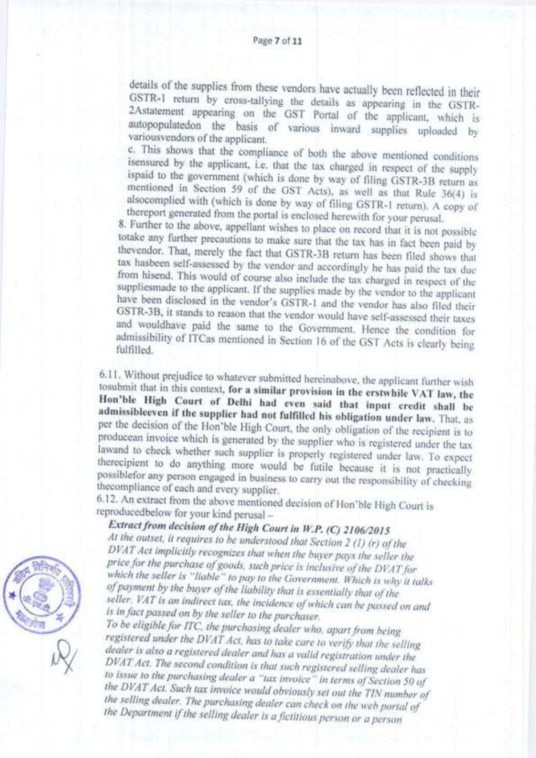details of the supplies from these vendors have actually been reflected in their GSTR-1 return by cross-tallying the details as appearing in the GSTR-2Astatement appearing on the GST Portal of the applicant, which is autopopulatedon the basis of various inward supplies uploaded by variousvendors of the applicant.

c. This shows that the compliance of both the above mentioned conditions isensured by the applicant, i.e. that the tax charged in respect of the supply ispaid to the government (which is done by way of filing GSTR-3B return as mentioned in Section 59 of the GST Acts), as well as that Rule 36(4) is alsocomplied with (which is done by way of filing GSTR-1 return). A copy of thereport generated from the portal is enclosed herewith for your perusal.

8. Further to the above, appellant wishes to place on record that it is not possible totake any further precautions to make sure that the tax has in fact been paid by thevendor. That, merely the fact that GSTR-3B return has been filed shows that tax hasbeen self-assessed by the vendor and accordingly he has paid the tax due from hisend. This would of course also include the tax charged in respect of the suppliesmade to the applicant. If the supplies made by the vendor to the applicant have been disclosed in the vendor's GSTR-1 and the vendor has also filed their GSTR-3B, it stands to reason that the vendor would have self-assessed their taxes and wouldhave paid the same to the Government. Hence the condition for admissibility of ITCas mentioned in Section 16 of the GST Acts is clearly being fulfilled.

6.11. Without prejudice to whatever submitted hereinabove, the applicant further wish tosubmit that in this context, **for a similar provision in the erstwhile VAT law, the Hon'ble High Court of Delhi had even said that input credit shall be admissibleeven if the supplier had not fulfilled his obligation under law.** That, as per the decision of the Hon'ble High Court, the only obligation of the recipient is to producean invoice which is generated by the supplier who is registered under the tax lawand to check whether such supplier is properly registered under law. To expect therecipient to do anything more would be futile because it is not practically possiblefor any person engaged in business to carry out the responsibility of checking thecompliance of each and every supplier.

6.12. An extract from the above mentioned decision of Hon'ble High Court is reproducedbelow for your kind perusal –

***Extract from decision of the High Court in W.P. (C) 2106/2015***

*At the outset, it requires to be understood that Section 2 (1) (r) of the DVAT Act implicitly recognizes that when the buyer pays the seller the price for the purchase of goods, such price is inclusive of the DVAT for which the seller is "liable" to pay to the Government. Which is why it talks of payment by the buyer of the liability that is essentially that of the seller. VAT is an indirect tax, the incidence of which can be passed on and is in fact passed on by the seller to the purchaser.*

*To be eligible for ITC, the purchasing dealer who, apart from being registered under the DVAT Act, has to take care to verify that the selling dealer is also a registered dealer and has a valid registration under the DVAT Act. The second condition is that such registered selling dealer has to issue to the purchasing dealer a "tax invoice" in terms of Section 50 of the DVAT Act. Such tax invoice would obviously set out the TIN number of the selling dealer. The purchasing dealer can check on the web portal of the Department if the selling dealer is a fictitious person or a person*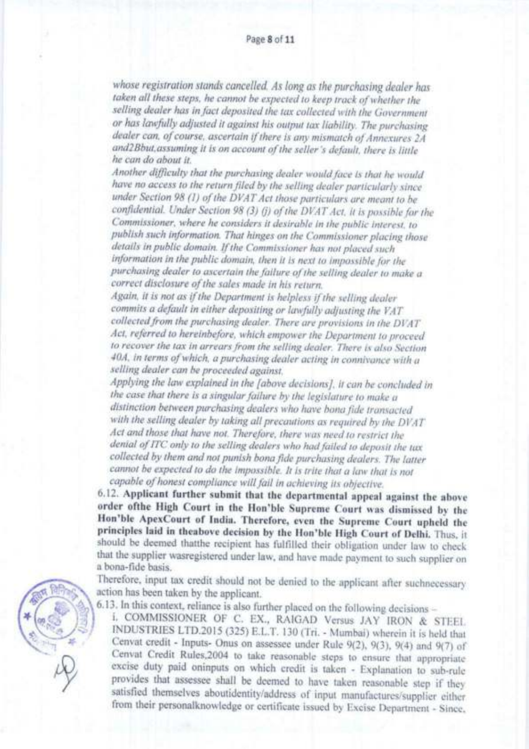*whose registration stands cancelled. As long as the purchasing dealer has taken all these steps, he cannot be expected to keep track of whether the selling dealer has in fact deposited the tax collected with the Government or has lawfully adjusted it against his output tax liability. The purchasing dealer can, of course, ascertain if there is any mismatch of Annexures 2A and2Bbut,assuming it is on account of the seller's default, there is little he can do about it.*

*Another difficulty that the purchasing dealer would face is that he would have no access to the return filed by the selling dealer particularly since under Section 98 (1) of the DVAT Act those particulars are meant to be confidential. Under Section 98 (3) (j) of the DVAT Act, it is possible for the Commissioner, where he considers it desirable in the public interest, to publish such information. That hinges on the Commissioner placing those details in public domain. If the Commissioner has not placed such information in the public domain, then it is next to impossible for the purchasing dealer to ascertain the failure of the selling dealer to make a correct disclosure of the sales made in his return.*

*Again, it is not as if the Department is helpless if the selling dealer commits a default in either depositing or lawfully adjusting the VAT collected from the purchasing dealer. There are provisions in the DVAT Act, referred to hereinbefore, which empower the Department to proceed to recover the tax in arrears from the selling dealer. There is also Section 40A, in terms of which, a purchasing dealer acting in connivance with a selling dealer can be proceeded against.*

*Applying the law explained in the [above decisions], it can be concluded in the case that there is a singular failure by the legislature to make a distinction between purchasing dealers who have bona fide transacted with the selling dealer by taking all precautions as required by the DVAT Act and those that have not. Therefore, there was need to restrict the denial of ITC only to the selling dealers who had failed to deposit the tax collected by them and not punish bona fide purchasing dealers. The latter cannot be expected to do the impossible. It is trite that a law that is not capable of honest compliance will fail in achieving its objective.*

6.12. **Applicant further submit that the departmental appeal against the above order ofthe High Court in the Hon'ble Supreme Court was dismissed by the Hon'ble ApexCourt of India. Therefore, even the Supreme Court upheld the principles laid in theabove decision by the Hon'ble High Court of Delhi.** Thus, it should be deemed thatthe recipient has fulfilled their obligation under law to check that the supplier wasregistered under law, and have made payment to such supplier on a bona-fide basis.

Therefore, input tax credit should not be denied to the applicant after suchnecessary action has been taken by the applicant.

6.13. In this context, reliance is also further placed on the following decisions –

i. COMMISSIONER OF C. EX., RAIGAD Versus JAY IRON & STEEL INDUSTRIES LTD.2015 (325) E.L.T. 130 (Tri. - Mumbai) wherein it is held that Cenvat credit - Inputs- Onus on assessee under Rule 9(2), 9(3), 9(4) and 9(7) of Cenvat Credit Rules,2004 to take reasonable steps to ensure that appropriate excise duty paid oninputs on which credit is taken - Explanation to sub-rule provides that assessee shall be deemed to have taken reasonable step if they satisfied themselves aboutidentity/address of input manufactures/supplier either from their personalknowledge or certificate issued by Excise Department - Since,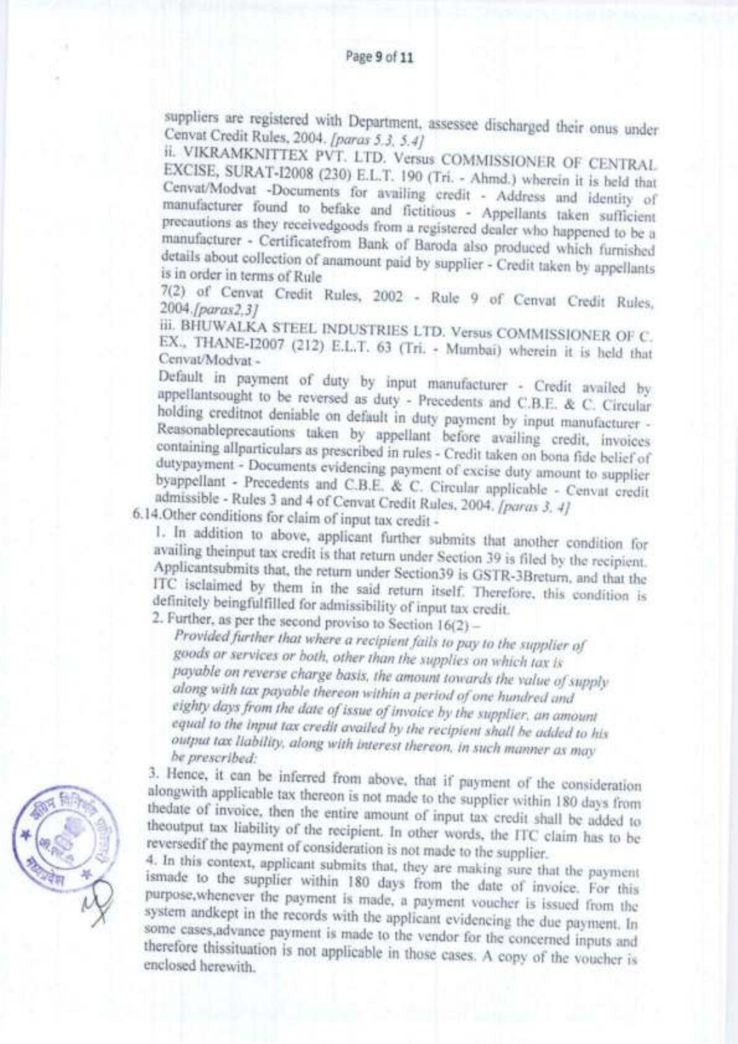suppliers are registered with Department, assessee discharged their onus under Cenvat Credit Rules, 2004. *[paras 5.3, 5.4]*

ii. VIKRAMKNITTEX PVT. LTD. Versus COMMISSIONER OF CENTRAL EXCISE, SURAT-I2008 (230) E.L.T. 190 (Tri. - Ahmd.) wherein it is held that Cenvat/Modvat -Documents for availing credit - Address and identity of manufacturer found to befake and fictitious - Appellants taken sufficient precautions as they receivedgoods from a registered dealer who happened to be a manufacturer - Certificatefrom Bank of Baroda also produced which furnished details about collection of anamount paid by supplier - Credit taken by appellants is in order in terms of Rule 7(2) of Cenvat Credit Rules, 2002 - Rule 9 of Cenvat Credit Rules, 2004.*[paras2,3]*

iii. BHUWALKA STEEL INDUSTRIES LTD. Versus COMMISSIONER OF C. EX., THANE-I2007 (212) E.L.T. 63 (Tri. - Mumbai) wherein it is held that Cenvat/Modvat -

Default in payment of duty by input manufacturer - Credit availed by appellantsought to be reversed as duty - Precedents and C.B.E. & C. Circular holding creditnot deniable on default in duty payment by input manufacturer - Reasonableprecautions taken by appellant before availing credit, invoices containing allparticulars as prescribed in rules - Credit taken on bona fide belief of dutypayment - Documents evidencing payment of excise duty amount to supplier byappellant - Precedents and C.B.E. & C. Circular applicable - Cenvat credit admissible - Rules 3 and 4 of Cenvat Credit Rules, 2004. *[paras 3, 4]*

6.14.Other conditions for claim of input tax credit -

1. In addition to above, applicant further submits that another condition for availing theinput tax credit is that return under Section 39 is filed by the recipient. Applicantsubmits that, the return under Section39 is GSTR-3Breturn, and that the ITC isclaimed by them in the said return itself. Therefore, this condition is definitely beingfulfilled for admissibility of input tax credit.

2. Further, as per the second proviso to Section 16(2) –

*Provided further that where a recipient fails to pay to the supplier of goods or services or both, other than the supplies on which tax is payable on reverse charge basis, the amount towards the value of supply along with tax payable thereon within a period of one hundred and eighty days from the date of issue of invoice by the supplier, an amount equal to the input tax credit availed by the recipient shall be added to his output tax liability, along with interest thereon, in such manner as may be prescribed:*

3. Hence, it can be inferred from above, that if payment of the consideration alongwith applicable tax thereon is not made to the supplier within 180 days from thedate of invoice, then the entire amount of input tax credit shall be added to theoutput tax liability of the recipient. In other words, the ITC claim has to be reversedif the payment of consideration is not made to the supplier.

4. In this context, applicant submits that, they are making sure that the payment ismade to the supplier within 180 days from the date of invoice. For this purpose,whenever the payment is made, a payment voucher is issued from the system andkept in the records with the applicant evidencing the due payment. In some cases,advance payment is made to the vendor for the concerned inputs and therefore thissituation is not applicable in those cases. A copy of the voucher is enclosed herewith.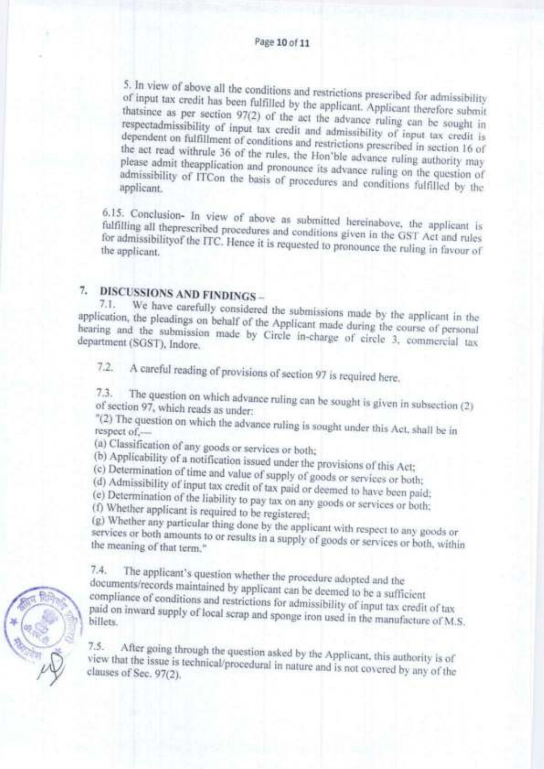5. In view of above all the conditions and restrictions prescribed for admissibility of input tax credit has been fulfilled by the applicant. Applicant therefore submit thatsince as per section 97(2) of the act the advance ruling can be sought in respectadmissibility of input tax credit and admissibility of input tax credit is dependent on fulfillment of conditions and restrictions prescribed in section 16 of the act read withrule 36 of the rules, the Hon'ble advance ruling authority may please admit theapplication and pronounce its advance ruling on the question of admissibility of ITCon the basis of procedures and conditions fulfilled by the applicant.

6.15. Conclusion- In view of above as submitted hereinabove, the applicant is fulfilling all theprescribed procedures and conditions given in the GST Act and rules for admissibilityof the ITC. Hence it is requested to pronounce the ruling in favour of the applicant.

## 7. DISCUSSIONS AND FINDINGS –

7.1. We have carefully considered the submissions made by the applicant in the application, the pleadings on behalf of the Applicant made during the course of personal hearing and the submission made by Circle in-charge of circle 3, commercial tax department (SGST), Indore.

7.2. A careful reading of provisions of section 97 is required here.

7.3. The question on which advance ruling can be sought is given in subsection (2) of section 97, which reads as under:

"(2) The question on which the advance ruling is sought under this Act, shall be in respect of,—

(a) Classification of any goods or services or both;

(b) Applicability of a notification issued under the provisions of this Act;

(c) Determination of time and value of supply of goods or services or both;

(d) Admissibility of input tax credit of tax paid or deemed to have been paid;

(e) Determination of the liability to pay tax on any goods or services or both;

(f) Whether applicant is required to be registered;

(g) Whether any particular thing done by the applicant with respect to any goods or services or both amounts to or results in a supply of goods or services or both, within the meaning of that term."

7.4. The applicant's question whether the procedure adopted and the documents/records maintained by applicant can be deemed to be a sufficient compliance of conditions and restrictions for admissibility of input tax credit of tax paid on inward supply of local scrap and sponge iron used in the manufacture of M.S. billets.

7.5. After going through the question asked by the Applicant, this authority is of view that the issue is technical/procedural in nature and is not covered by any of the clauses of Sec. 97(2).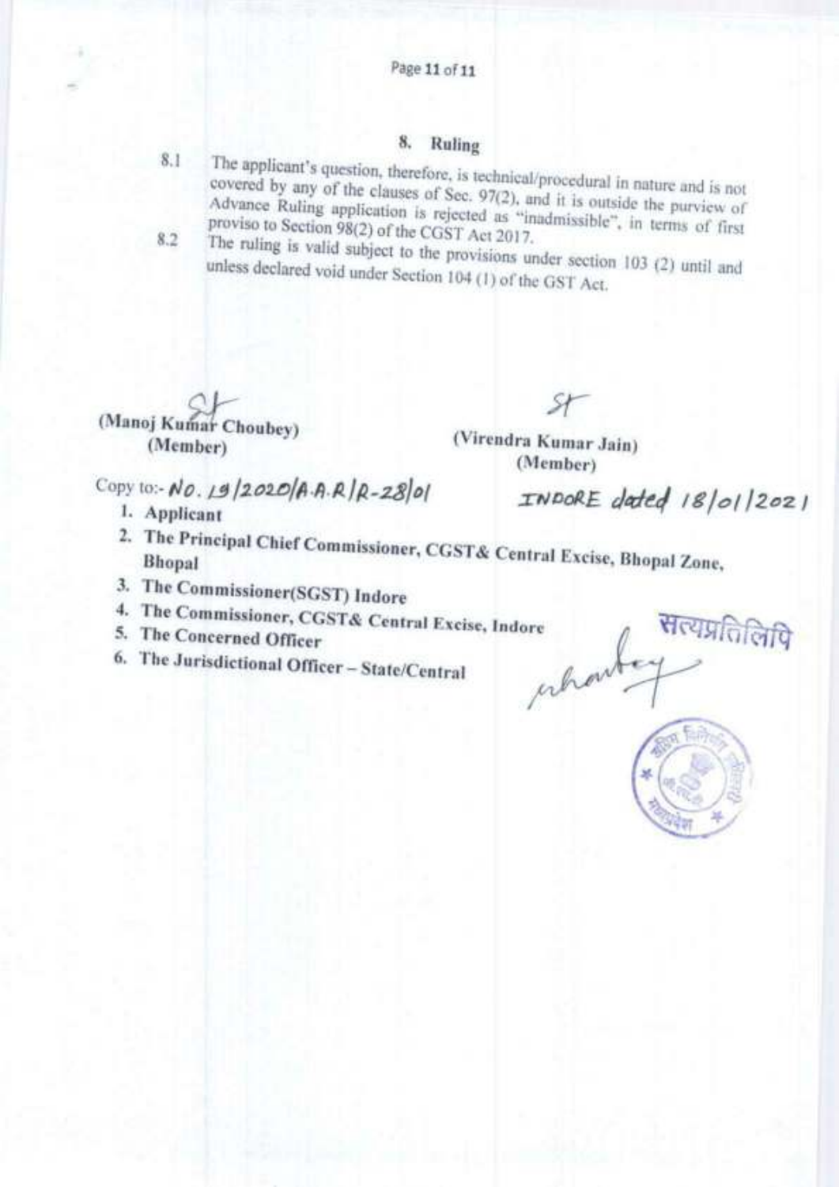## 8. Ruling

8.1 The applicant's question, therefore, is technical/procedural in nature and is not covered by any of the clauses of Sec. 97(2), and it is outside the purview of Advance Ruling application is rejected as "inadmissible", in terms of first proviso to Section 98(2) of the CGST Act 2017.

8.2 The ruling is valid subject to the provisions under section 103 (2) until and unless declared void under Section 104 (1) of the GST Act.

Sd/-
**(Manoj Kumar Choubey)**
**(Member)**

Sd/-
**(Virendra Kumar Jain)**
**(Member)**

Copy to:- No. 19/2020/A.A.R/R-28/01

INDORE dated 18/01/2021

1. **Applicant**
2. **The Principal Chief Commissioner, CGST& Central Excise, Bhopal Zone, Bhopal**
3. **The Commissioner(SGST) Indore**
4. **The Commissioner, CGST& Central Excise, Indore**
5. **The Concerned Officer**
6. **The Jurisdictional Officer – State/Central**

सत्यप्रतिलिपि